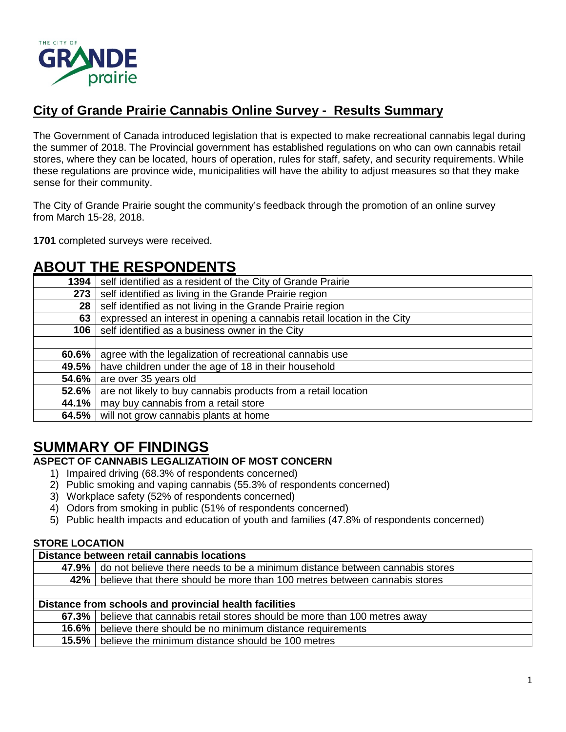## City of Grande Prairie Cannabis Online Survey - Results Summary

The Government of Canada introduced legislation that is expected to make recreational cannabis legal during the summer of 2018. The Provincial government has established regulations on who can own cannabis retail stores, where they can be located, hours of operation, rules for staff, safety, and security requirements. While these regulations are province wide, municipalities will have the ability to adjust measures so that they make sense for their community.

The City of Grande Prairie sought the community's feedback through the promotion of an online survey from March 15-28, 2018.

**1701** completed surveys were received.

# ABOUT THE RESPONDENTS

| | |
|---|---|
| **1394** | self identified as a resident of the City of Grande Prairie |
| **273** | self identified as living in the Grande Prairie region |
| **28** | self identified as not living in the Grande Prairie region |
| **63** | expressed an interest in opening a cannabis retail location in the City |
| **106** | self identified as a business owner in the City |
| | |
| **60.6%** | agree with the legalization of recreational cannabis use |
| **49.5%** | have children under the age of 18 in their household |
| **54.6%** | are over 35 years old |
| **52.6%** | are not likely to buy cannabis products from a retail location |
| **44.1%** | may buy cannabis from a retail store |
| **64.5%** | will not grow cannabis plants at home |

# SUMMARY OF FINDINGS

### ASPECT OF CANNABIS LEGALIZATIOIN OF MOST CONCERN

1) Impaired driving (68.3% of respondents concerned)
2) Public smoking and vaping cannabis (55.3% of respondents concerned)
3) Workplace safety (52% of respondents concerned)
4) Odors from smoking in public (51% of respondents concerned)
5) Public health impacts and education of youth and families (47.8% of respondents concerned)

### STORE LOCATION

| **Distance between retail cannabis locations** | |
|---|---|
| **47.9%** | do not believe there needs to be a minimum distance between cannabis stores |
| **42%** | believe that there should be more than 100 metres between cannabis stores |
| | |
| **Distance from schools and provincial health facilities** | |
| **67.3%** | believe that cannabis retail stores should be more than 100 metres away |
| **16.6%** | believe there should be no minimum distance requirements |
| **15.5%** | believe the minimum distance should be 100 metres |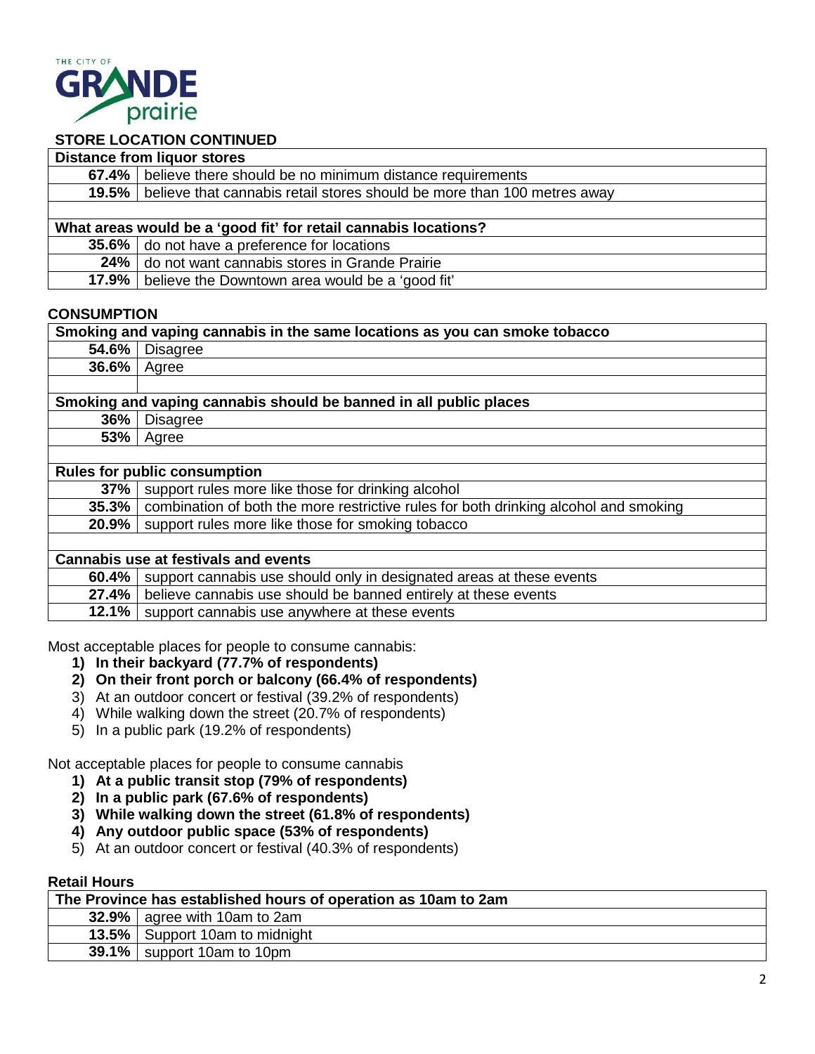## STORE LOCATION CONTINUED

| Distance from liquor stores | |
|---|---|
| **67.4%** | believe there should be no minimum distance requirements |
| **19.5%** | believe that cannabis retail stores should be more than 100 metres away |
| | |
| **What areas would be a 'good fit' for retail cannabis locations?** | |
| **35.6%** | do not have a preference for locations |
| **24%** | do not want cannabis stores in Grande Prairie |
| **17.9%** | believe the Downtown area would be a 'good fit' |

## CONSUMPTION

| Smoking and vaping cannabis in the same locations as you can smoke tobacco | |
|---|---|
| **54.6%** | Disagree |
| **36.6%** | Agree |
| | |
| **Smoking and vaping cannabis should be banned in all public places** | |
| **36%** | Disagree |
| **53%** | Agree |
| | |
| **Rules for public consumption** | |
| **37%** | support rules more like those for drinking alcohol |
| **35.3%** | combination of both the more restrictive rules for both drinking alcohol and smoking |
| **20.9%** | support rules more like those for smoking tobacco |
| | |
| **Cannabis use at festivals and events** | |
| **60.4%** | support cannabis use should only in designated areas at these events |
| **27.4%** | believe cannabis use should be banned entirely at these events |
| **12.1%** | support cannabis use anywhere at these events |

Most acceptable places for people to consume cannabis:

1) **In their backyard (77.7% of respondents)**
2) **On their front porch or balcony (66.4% of respondents)**
3) At an outdoor concert or festival (39.2% of respondents)
4) While walking down the street (20.7% of respondents)
5) In a public park (19.2% of respondents)

Not acceptable places for people to consume cannabis

1) **At a public transit stop (79% of respondents)**
2) **In a public park (67.6% of respondents)**
3) **While walking down the street (61.8% of respondents)**
4) **Any outdoor public space (53% of respondents)**
5) At an outdoor concert or festival (40.3% of respondents)

### Retail Hours

| The Province has established hours of operation as 10am to 2am | |
|---|---|
| **32.9%** | agree with 10am to 2am |
| **13.5%** | Support 10am to midnight |
| **39.1%** | support 10am to 10pm |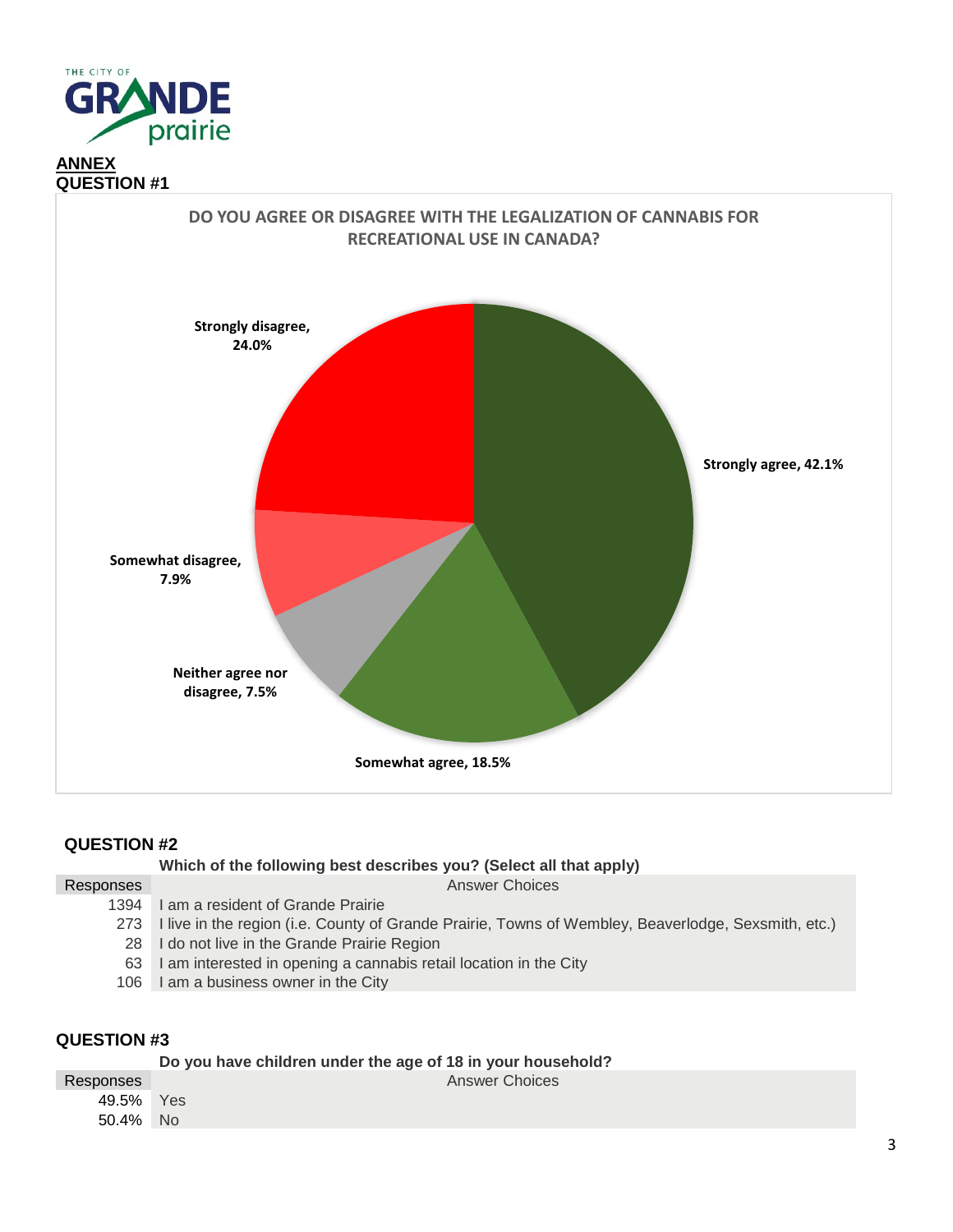THE CITY OF GRANDE prairie

**ANNEX**

## QUESTION #1

**DO YOU AGREE OR DISAGREE WITH THE LEGALIZATION OF CANNABIS FOR RECREATIONAL USE IN CANADA?**

Strongly agree, 42.1%

Somewhat agree, 18.5%

Neither agree nor disagree, 7.5%

Somewhat disagree, 7.9%

Strongly disagree, 24.0%

## QUESTION #2

**Which of the following best describes you? (Select all that apply)**

| Responses | Answer Choices |
|---|---|
| 1394 | I am a resident of Grande Prairie |
| 273 | I live in the region (i.e. County of Grande Prairie, Towns of Wembley, Beaverlodge, Sexsmith, etc.) |
| 28 | I do not live in the Grande Prairie Region |
| 63 | I am interested in opening a cannabis retail location in the City |
| 106 | I am a business owner in the City |

## QUESTION #3

**Do you have children under the age of 18 in your household?**

| Responses | Answer Choices |
|---|---|
| 49.5% | Yes |
| 50.4% | No |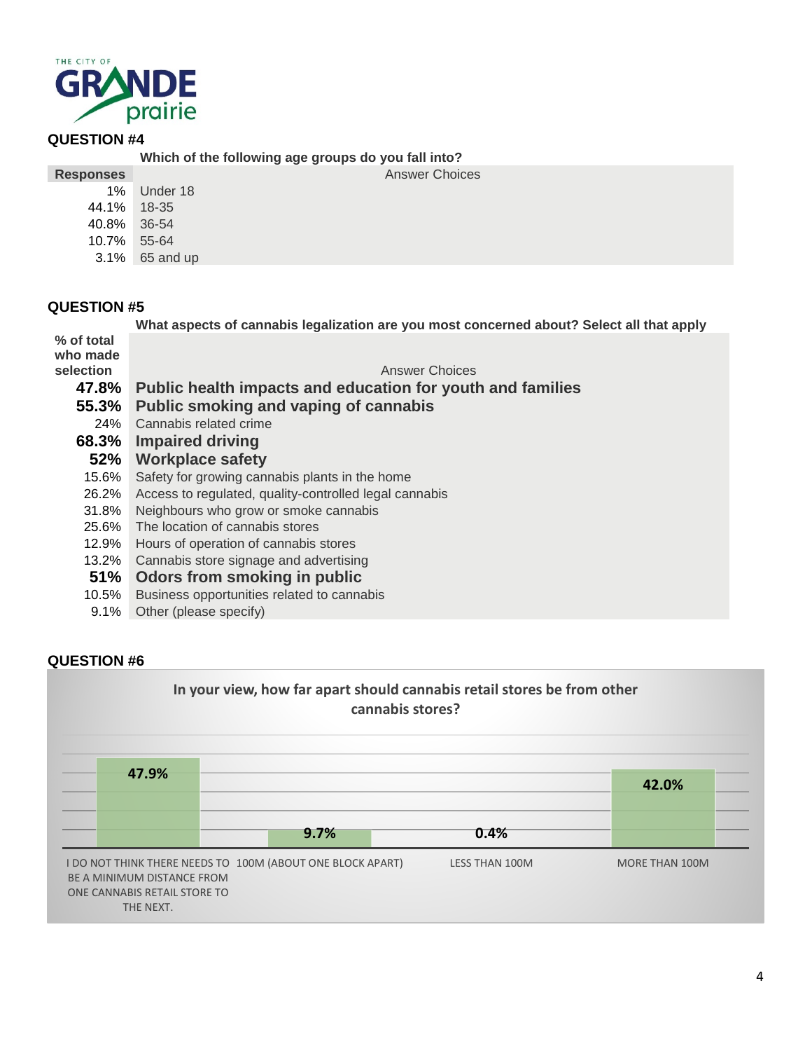## QUESTION #4

**Which of the following age groups do you fall into?**

| Responses | Answer Choices |
|---|---|
| 1% | Under 18 |
| 44.1% | 18-35 |
| 40.8% | 36-54 |
| 10.7% | 55-64 |
| 3.1% | 65 and up |

## QUESTION #5

**What aspects of cannabis legalization are you most concerned about? Select all that apply**

| % of total who made selection | Answer Choices |
|---|---|
| **47.8%** | **Public health impacts and education for youth and families** |
| **55.3%** | **Public smoking and vaping of cannabis** |
| 24% | Cannabis related crime |
| **68.3%** | **Impaired driving** |
| **52%** | **Workplace safety** |
| 15.6% | Safety for growing cannabis plants in the home |
| 26.2% | Access to regulated, quality-controlled legal cannabis |
| 31.8% | Neighbours who grow or smoke cannabis |
| 25.6% | The location of cannabis stores |
| 12.9% | Hours of operation of cannabis stores |
| 13.2% | Cannabis store signage and advertising |
| **51%** | **Odors from smoking in public** |
| 10.5% | Business opportunities related to cannabis |
| 9.1% | Other (please specify) |

## QUESTION #6

**In your view, how far apart should cannabis retail stores be from other cannabis stores?**

| Answer Choices | Responses |
|---|---|
| I do not think there needs to be a minimum distance from one cannabis retail store to the next. | 47.9% |
| 100m (about one block apart) | 9.7% |
| Less than 100m | 0.4% |
| More than 100m | 42.0% |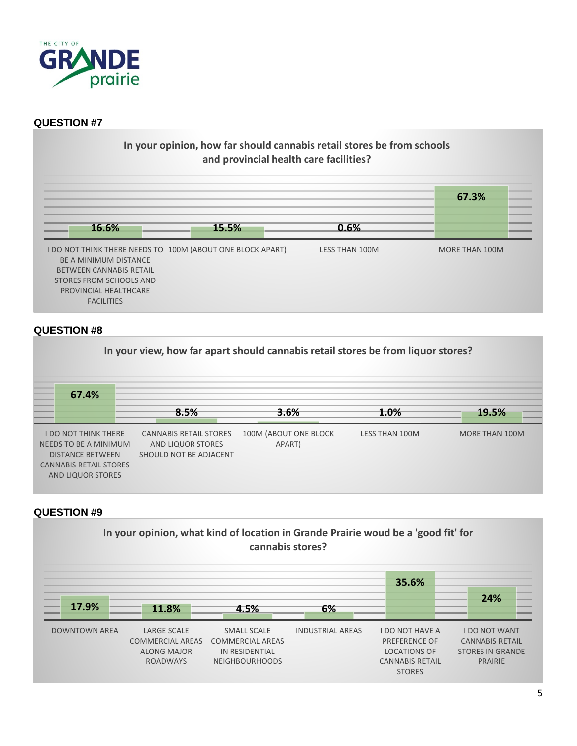## QUESTION #7

**In your opinion, how far should cannabis retail stores be from schools and provincial health care facilities?**

| Response | Percentage |
|---|---|
| I DO NOT THINK THERE NEEDS TO BE A MINIMUM DISTANCE BETWEEN CANNABIS RETAIL STORES FROM SCHOOLS AND PROVINCIAL HEALTHCARE FACILITIES | 16.6% |
| 100M (ABOUT ONE BLOCK APART) | 15.5% |
| LESS THAN 100M | 0.6% |
| MORE THAN 100M | 67.3% |

## QUESTION #8

**In your view, how far apart should cannabis retail stores be from liquor stores?**

| Response | Percentage |
|---|---|
| I DO NOT THINK THERE NEEDS TO BE A MINIMUM DISTANCE BETWEEN CANNABIS RETAIL STORES AND LIQUOR STORES | 67.4% |
| CANNABIS RETAIL STORES AND LIQUOR STORES SHOULD NOT BE ADJACENT | 8.5% |
| 100M (ABOUT ONE BLOCK APART) | 3.6% |
| LESS THAN 100M | 1.0% |
| MORE THAN 100M | 19.5% |

## QUESTION #9

**In your opinion, what kind of location in Grande Prairie woud be a 'good fit' for cannabis stores?**

| Response | Percentage |
|---|---|
| DOWNTOWN AREA | 17.9% |
| LARGE SCALE COMMERCIAL AREAS ALONG MAJOR ROADWAYS | 11.8% |
| SMALL SCALE COMMERCIAL AREAS IN RESIDENTIAL NEIGHBOURHOODS | 4.5% |
| INDUSTRIAL AREAS | 6% |
| I DO NOT HAVE A PREFERENCE OF LOCATIONS OF CANNABIS RETAIL STORES | 35.6% |
| I DO NOT WANT CANNABIS RETAIL STORES IN GRANDE PRAIRIE | 24% |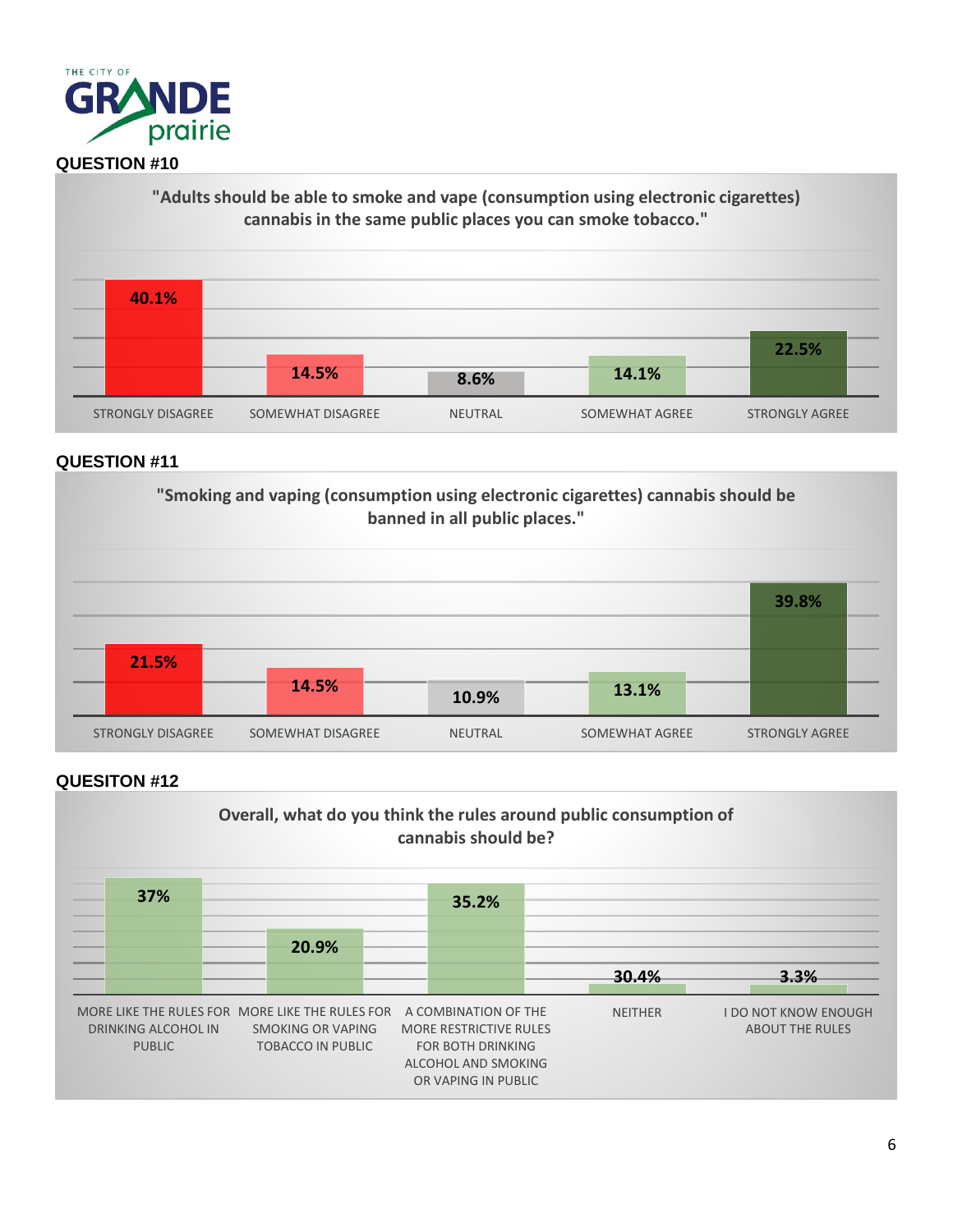## QUESTION #10

**"Adults should be able to smoke and vape (consumption using electronic cigarettes) cannabis in the same public places you can smoke tobacco."**

| Response | Percentage |
|---|---|
| STRONGLY DISAGREE | 40.1% |
| SOMEWHAT DISAGREE | 14.5% |
| NEUTRAL | 8.6% |
| SOMEWHAT AGREE | 14.1% |
| STRONGLY AGREE | 22.5% |

## QUESTION #11

**"Smoking and vaping (consumption using electronic cigarettes) cannabis should be banned in all public places."**

| Response | Percentage |
|---|---|
| STRONGLY DISAGREE | 21.5% |
| SOMEWHAT DISAGREE | 14.5% |
| NEUTRAL | 10.9% |
| SOMEWHAT AGREE | 13.1% |
| STRONGLY AGREE | 39.8% |

## QUESITON #12

**Overall, what do you think the rules around public consumption of cannabis should be?**

| Response | Percentage |
|---|---|
| MORE LIKE THE RULES FOR DRINKING ALCOHOL IN PUBLIC | 37% |
| MORE LIKE THE RULES FOR SMOKING OR VAPING TOBACCO IN PUBLIC | 20.9% |
| A COMBINATION OF THE MORE RESTRICTIVE RULES FOR BOTH DRINKING ALCOHOL AND SMOKING OR VAPING IN PUBLIC | 35.2% |
| NEITHER | 30.4% |
| I DO NOT KNOW ENOUGH ABOUT THE RULES | 3.3% |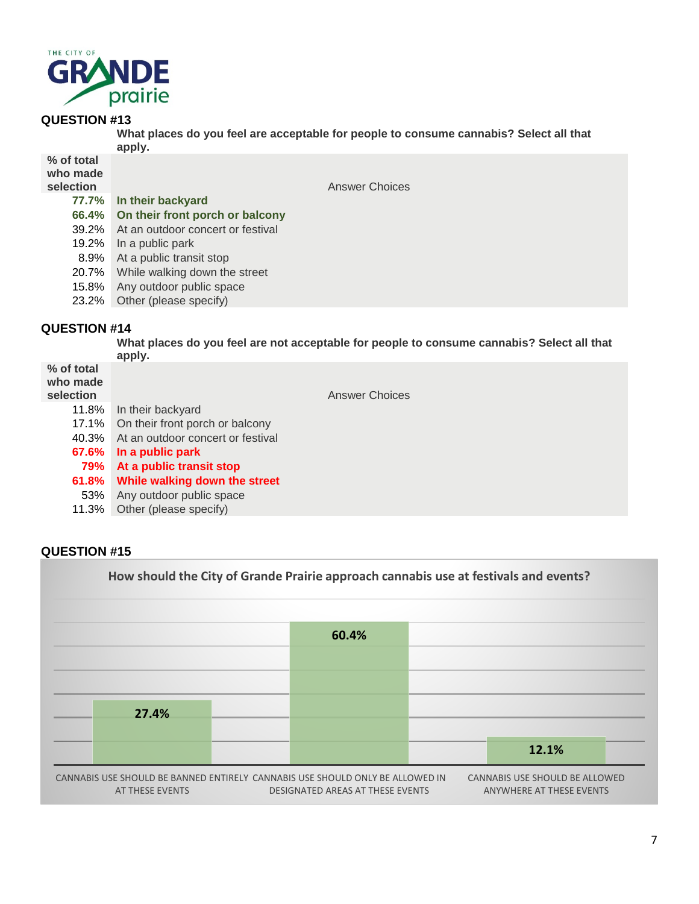THE CITY OF GRANDE prairie

## QUESTION #13

**What places do you feel are acceptable for people to consume cannabis? Select all that apply.**

| % of total who made selection | Answer Choices |
|---|---|
| **77.7%** | **In their backyard** |
| **66.4%** | **On their front porch or balcony** |
| 39.2% | At an outdoor concert or festival |
| 19.2% | In a public park |
| 8.9% | At a public transit stop |
| 20.7% | While walking down the street |
| 15.8% | Any outdoor public space |
| 23.2% | Other (please specify) |

## QUESTION #14

**What places do you feel are not acceptable for people to consume cannabis? Select all that apply.**

| % of total who made selection | Answer Choices |
|---|---|
| 11.8% | In their backyard |
| 17.1% | On their front porch or balcony |
| 40.3% | At an outdoor concert or festival |
| **67.6%** | **In a public park** |
| **79%** | **At a public transit stop** |
| **61.8%** | **While walking down the street** |
| 53% | Any outdoor public space |
| 11.3% | Other (please specify) |

## QUESTION #15

**How should the City of Grande Prairie approach cannabis use at festivals and events?**

| Response | % |
|---|---|
| Cannabis use should be banned entirely at these events | 27.4% |
| Cannabis use should only be allowed in designated areas at these events | 60.4% |
| Cannabis use should be allowed anywhere at these events | 12.1% |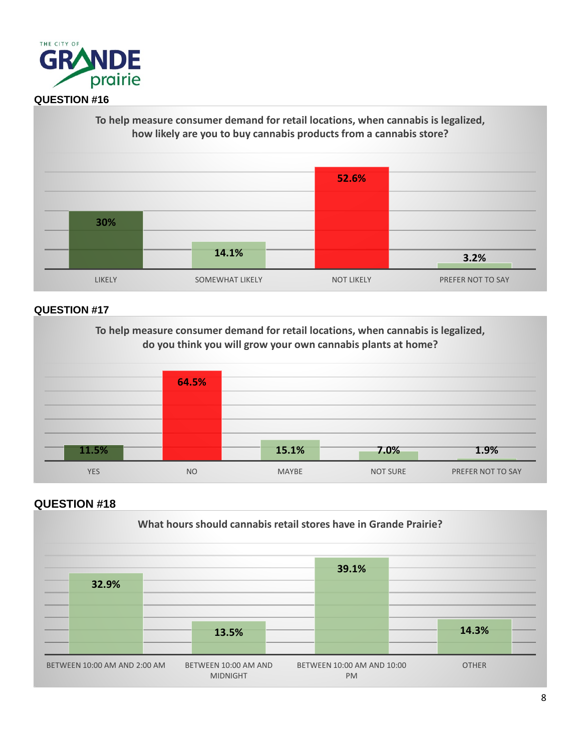THE CITY OF GRANDE prairie

## QUESTION #16

To help measure consumer demand for retail locations, when cannabis is legalized, how likely are you to buy cannabis products from a cannabis store?

30%
14.1%
52.6%
3.2%

LIKELY
SOMEWHAT LIKELY
NOT LIKELY
PREFER NOT TO SAY

## QUESTION #17

To help measure consumer demand for retail locations, when cannabis is legalized, do you think you will grow your own cannabis plants at home?

11.5%
64.5%
15.1%
7.0%
1.9%

YES
NO
MAYBE
NOT SURE
PREFER NOT TO SAY

## QUESTION #18

What hours should cannabis retail stores have in Grande Prairie?

32.9%
13.5%
39.1%
14.3%

BETWEEN 10:00 AM AND 2:00 AM
BETWEEN 10:00 AM AND MIDNIGHT
BETWEEN 10:00 AM AND 10:00 PM
OTHER